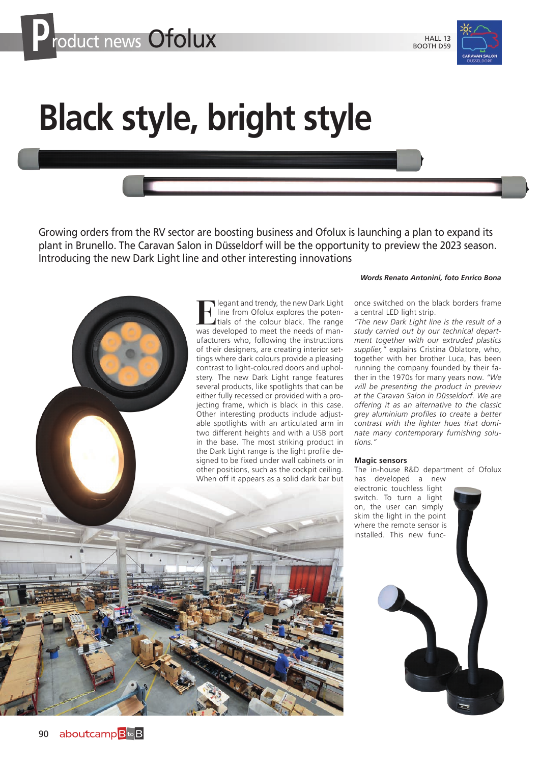# Product news Ofolux

HALL 13
BOOTH D59

# Black style, bright style

Growing orders from the RV sector are boosting business and Ofolux is launching a plan to expand its plant in Brunello. The Caravan Salon in Düsseldorf will be the opportunity to preview the 2023 season. Introducing the new Dark Light line and other interesting innovations

***Words Renato Antonini, foto Enrico Bona***

Elegant and trendy, the new Dark Light line from Ofolux explores the potentials of the colour black. The range was developed to meet the needs of manufacturers who, following the instructions of their designers, are creating interior settings where dark colours provide a pleasing contrast to light-coloured doors and upholstery. The new Dark Light range features several products, like spotlights that can be either fully recessed or provided with a projecting frame, which is black in this case. Other interesting products include adjustable spotlights with an articulated arm in two different heights and with a USB port in the base. The most striking product in the Dark Light range is the light profile designed to be fixed under wall cabinets or in other positions, such as the cockpit ceiling. When off it appears as a solid dark bar but once switched on the black borders frame a central LED light strip.

*"The new Dark Light line is the result of a study carried out by our technical department together with our extruded plastics supplier,"* explains Cristina Oblatore, who, together with her brother Luca, has been running the company founded by their father in the 1970s for many years now. *"We will be presenting the product in preview at the Caravan Salon in Düsseldorf. We are offering it as an alternative to the classic grey aluminium profiles to create a better contrast with the lighter hues that dominate many contemporary furnishing solutions."*

### Magic sensors

The in-house R&D department of Ofolux has developed a new electronic touchless light switch. To turn a light on, the user can simply skim the light in the point where the remote sensor is installed. This new func-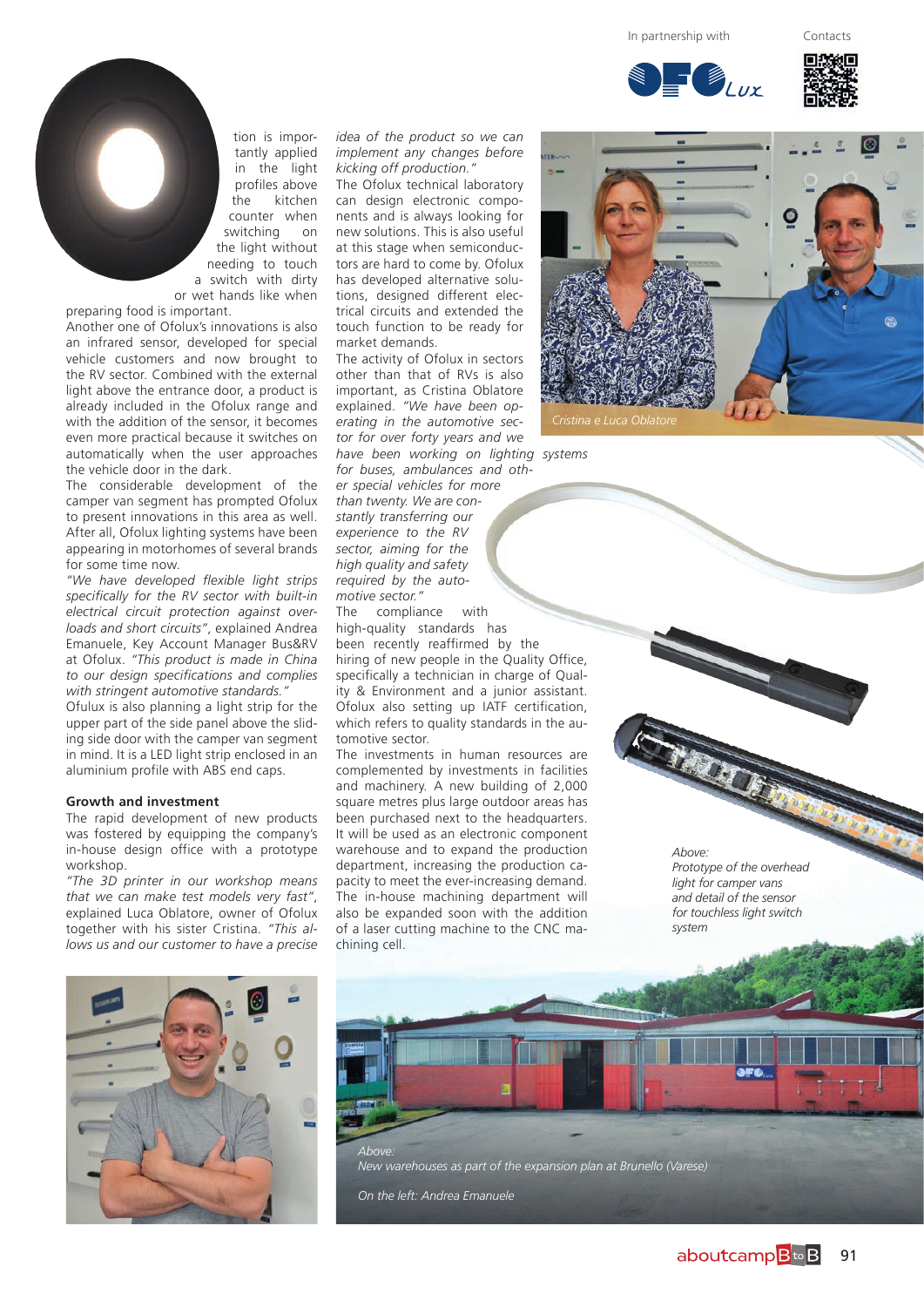tion is importantly applied in the light profiles above the kitchen counter when switching on the light without needing to touch a switch with dirty or wet hands like when preparing food is important.

Another one of Ofolux's innovations is also an infrared sensor, developed for special vehicle customers and now brought to the RV sector. Combined with the external light above the entrance door, a product is already included in the Ofolux range and with the addition of the sensor, it becomes even more practical because it switches on automatically when the user approaches the vehicle door in the dark.

The considerable development of the camper van segment has prompted Ofolux to present innovations in this area as well. After all, Ofolux lighting systems have been appearing in motorhomes of several brands for some time now.

*"We have developed flexible light strips specifically for the RV sector with built-in electrical circuit protection against overloads and short circuits"*, explained Andrea Emanuele, Key Account Manager Bus&RV at Ofolux. *"This product is made in China to our design specifications and complies with stringent automotive standards."*

Ofolux is also planning a light strip for the upper part of the side panel above the sliding side door with the camper van segment in mind. It is a LED light strip enclosed in an aluminium profile with ABS end caps.

### Growth and investment

The rapid development of new products was fostered by equipping the company's in-house design office with a prototype workshop.

*"The 3D printer in our workshop means that we can make test models very fast"*, explained Luca Oblatore, owner of Ofolux together with his sister Cristina. *"This allows us and our customer to have a precise idea of the product so we can implement any changes before kicking off production."*

The Ofolux technical laboratory can design electronic components and is always looking for new solutions. This is also useful at this stage when semiconductors are hard to come by. Ofolux has developed alternative solutions, designed different electrical circuits and extended the touch function to be ready for market demands.

The activity of Ofolux in sectors other than that of RVs is also important, as Cristina Oblatore explained. *"We have been operating in the automotive sector for over forty years and we have been working on lighting systems for buses, ambulances and other special vehicles for more than twenty. We are constantly transferring our experience to the RV sector, aiming for the high quality and safety required by the automotive sector."*

The compliance with high-quality standards has been recently reaffirmed by the hiring of new people in the Quality Office, specifically a technician in charge of Quality & Environment and a junior assistant. Ofolux also setting up IATF certification, which refers to quality standards in the automotive sector.

The investments in human resources are complemented by investments in facilities and machinery. A new building of 2,000 square metres plus large outdoor areas has been purchased next to the headquarters. It will be used as an electronic component warehouse and to expand the production department, increasing the production capacity to meet the ever-increasing demand. The in-house machining department will also be expanded soon with the addition of a laser cutting machine to the CNC machining cell.

*Cristina e Luca Oblatore*

*Above:*
*Prototype of the overhead light for camper vans and detail of the sensor for touchless light switch system*

*Above:*
*New warehouses as part of the expansion plan at Brunello (Varese)*

*On the left: Andrea Emanuele*